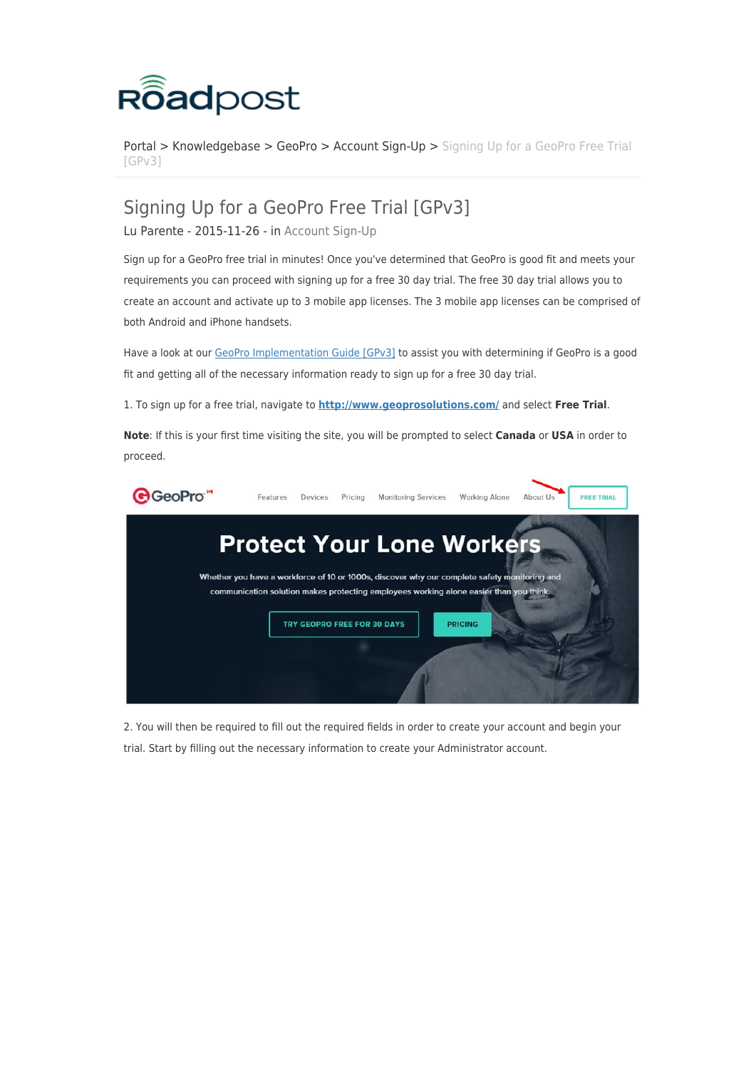Portal > Knowledgebase > GeoPro > Account Sign-Up > Signing Up for a GeoPro Free Trial [GPv3]

# Signing Up for a GeoPro Free Trial [GPv3]

Lu Parente - 2015-11-26 - in Account Sign-Up

Sign up for a GeoPro free trial in minutes! Once you've determined that GeoPro is good fit and meets your requirements you can proceed with signing up for a free 30 day trial. The free 30 day trial allows you to create an account and activate up to 3 mobile app licenses. The 3 mobile app licenses can be comprised of both Android and iPhone handsets.

Have a look at our GeoPro Implementation Guide [GPv3] to assist you with determining if GeoPro is a good fit and getting all of the necessary information ready to sign up for a free 30 day trial.

1. To sign up for a free trial, navigate to **http://www.geoprosolutions.com/** and select **Free Trial**.

**Note**: If this is your first time visiting the site, you will be prompted to select **Canada** or **USA** in order to proceed.

2. You will then be required to fill out the required fields in order to create your account and begin your trial. Start by filling out the necessary information to create your Administrator account.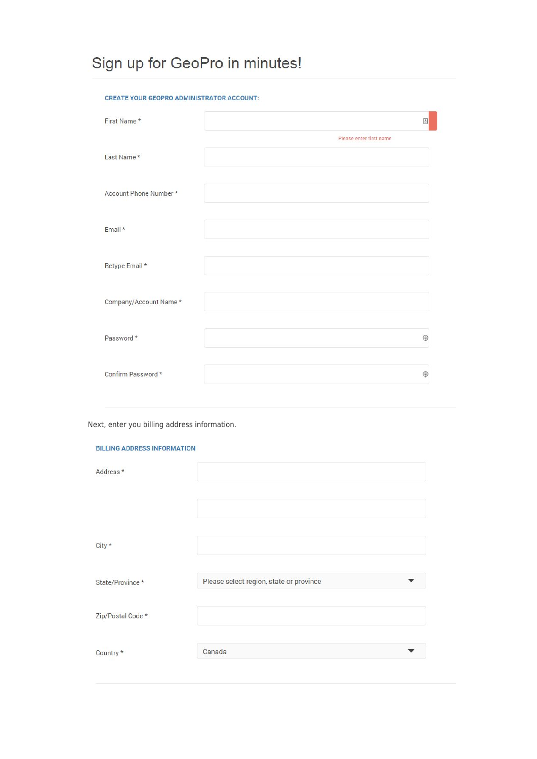# Sign up for GeoPro in minutes!

**CREATE YOUR GEOPRO ADMINISTRATOR ACCOUNT:**

First Name *

Please enter first name

Last Name *

Account Phone Number *

Email *

Retype Email *

Company/Account Name *

Password *

Confirm Password *

Next, enter you billing address information.

**BILLING ADDRESS INFORMATION**

Address *

City *

State/Province * — Please select region, state or province

Zip/Postal Code *

Country * — Canada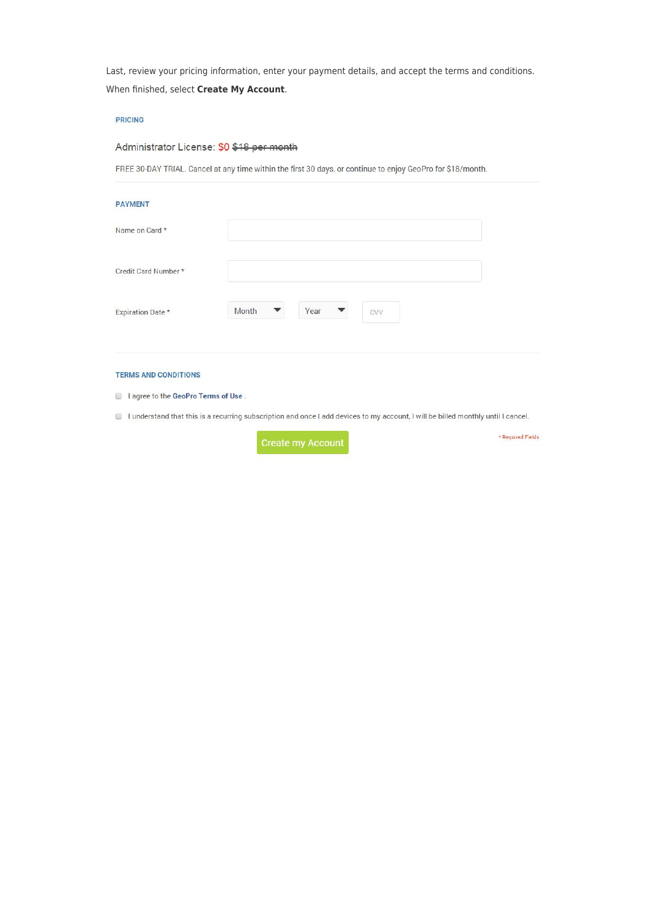Last, review your pricing information, enter your payment details, and accept the terms and conditions. When finished, select **Create My Account**.

PRICING

Administrator License: $0 ~~$18 per month~~

FREE 30-DAY TRIAL. Cancel at any time within the first 30 days, or continue to enjoy GeoPro for $18/month.

PAYMENT

Name on Card *

Credit Card Number *

Expiration Date * Month Year CVV

TERMS AND CONDITIONS

- [ ] I agree to the GeoPro Terms of Use .
- [ ] I understand that this is a recurring subscription and once I add devices to my account, I will be billed monthly until I cancel.

Create my Account

* Required Fields